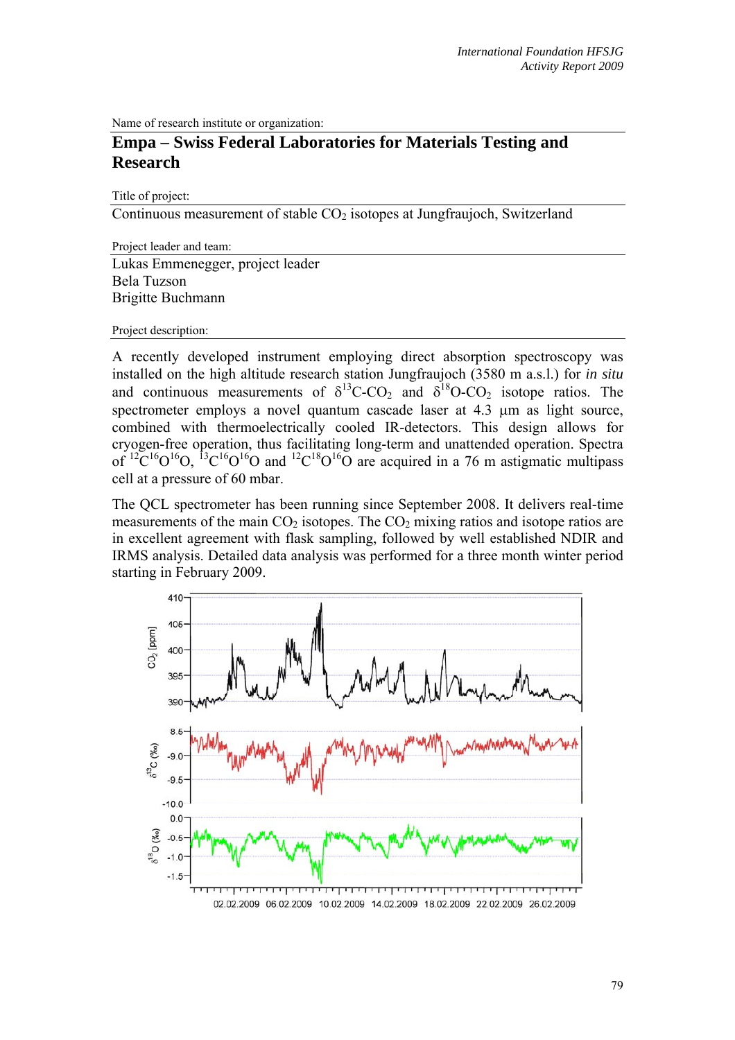Name of research institute or organization:

# Empa – Swiss Federal Laboratories for Materials Testing and Research

Title of project:

Continuous measurement of stable $CO_2$ isotopes at Jungfraujoch, Switzerland

Project leader and team:

Lukas Emmenegger, project leader
Bela Tuzson
Brigitte Buchmann

Project description:

A recently developed instrument employing direct absorption spectroscopy was installed on the high altitude research station Jungfraujoch (3580 m a.s.l.) for *in situ* and continuous measurements of $\delta^{13}C$-$CO_2$ and $\delta^{18}O$-$CO_2$ isotope ratios. The spectrometer employs a novel quantum cascade laser at 4.3 µm as light source, combined with thermoelectrically cooled IR-detectors. This design allows for cryogen-free operation, thus facilitating long-term and unattended operation. Spectra of $^{12}C^{16}O^{16}O$, $^{13}C^{16}O^{16}O$ and $^{12}C^{18}O^{16}O$ are acquired in a 76 m astigmatic multipass cell at a pressure of 60 mbar.

The QCL spectrometer has been running since September 2008. It delivers real-time measurements of the main $CO_2$ isotopes. The $CO_2$ mixing ratios and isotope ratios are in excellent agreement with flask sampling, followed by well established NDIR and IRMS analysis. Detailed data analysis was performed for a three month winter period starting in February 2009.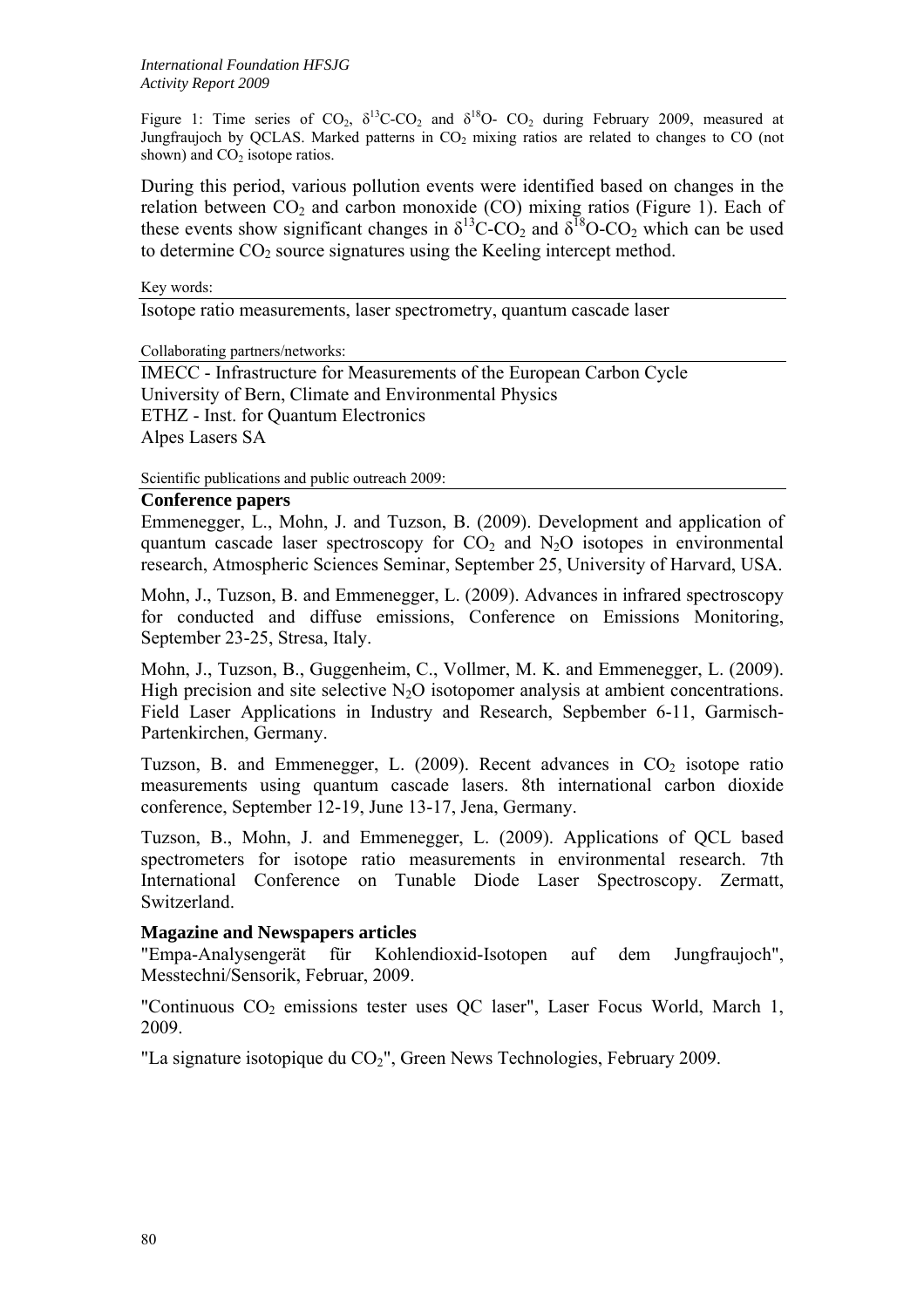Figure 1: Time series of $CO_2$, $\delta^{13}C$-$CO_2$ and $\delta^{18}O$- $CO_2$ during February 2009, measured at Jungfraujoch by QCLAS. Marked patterns in $CO_2$ mixing ratios are related to changes to CO (not shown) and $CO_2$ isotope ratios.

During this period, various pollution events were identified based on changes in the relation between $CO_2$ and carbon monoxide (CO) mixing ratios (Figure 1). Each of these events show significant changes in $\delta^{13}C$-$CO_2$ and $\delta^{18}O$-$CO_2$ which can be used to determine $CO_2$ source signatures using the Keeling intercept method.

Key words:

Isotope ratio measurements, laser spectrometry, quantum cascade laser

Collaborating partners/networks:

IMECC - Infrastructure for Measurements of the European Carbon Cycle
University of Bern, Climate and Environmental Physics
ETHZ - Inst. for Quantum Electronics
Alpes Lasers SA

Scientific publications and public outreach 2009:

**Conference papers**

Emmenegger, L., Mohn, J. and Tuzson, B. (2009). Development and application of quantum cascade laser spectroscopy for $CO_2$ and $N_2O$ isotopes in environmental research, Atmospheric Sciences Seminar, September 25, University of Harvard, USA.

Mohn, J., Tuzson, B. and Emmenegger, L. (2009). Advances in infrared spectroscopy for conducted and diffuse emissions, Conference on Emissions Monitoring, September 23-25, Stresa, Italy.

Mohn, J., Tuzson, B., Guggenheim, C., Vollmer, M. K. and Emmenegger, L. (2009). High precision and site selective $N_2O$ isotopomer analysis at ambient concentrations. Field Laser Applications in Industry and Research, Sepbember 6-11, Garmisch-Partenkirchen, Germany.

Tuzson, B. and Emmenegger, L. (2009). Recent advances in $CO_2$ isotope ratio measurements using quantum cascade lasers. 8th international carbon dioxide conference, September 12-19, June 13-17, Jena, Germany.

Tuzson, B., Mohn, J. and Emmenegger, L. (2009). Applications of QCL based spectrometers for isotope ratio measurements in environmental research. 7th International Conference on Tunable Diode Laser Spectroscopy. Zermatt, Switzerland.

**Magazine and Newspapers articles**

"Empa-Analysengerät für Kohlendioxid-Isotopen auf dem Jungfraujoch", Messtechni/Sensorik, Februar, 2009.

"Continuous $CO_2$ emissions tester uses QC laser", Laser Focus World, March 1, 2009.

"La signature isotopique du $CO_2$", Green News Technologies, February 2009.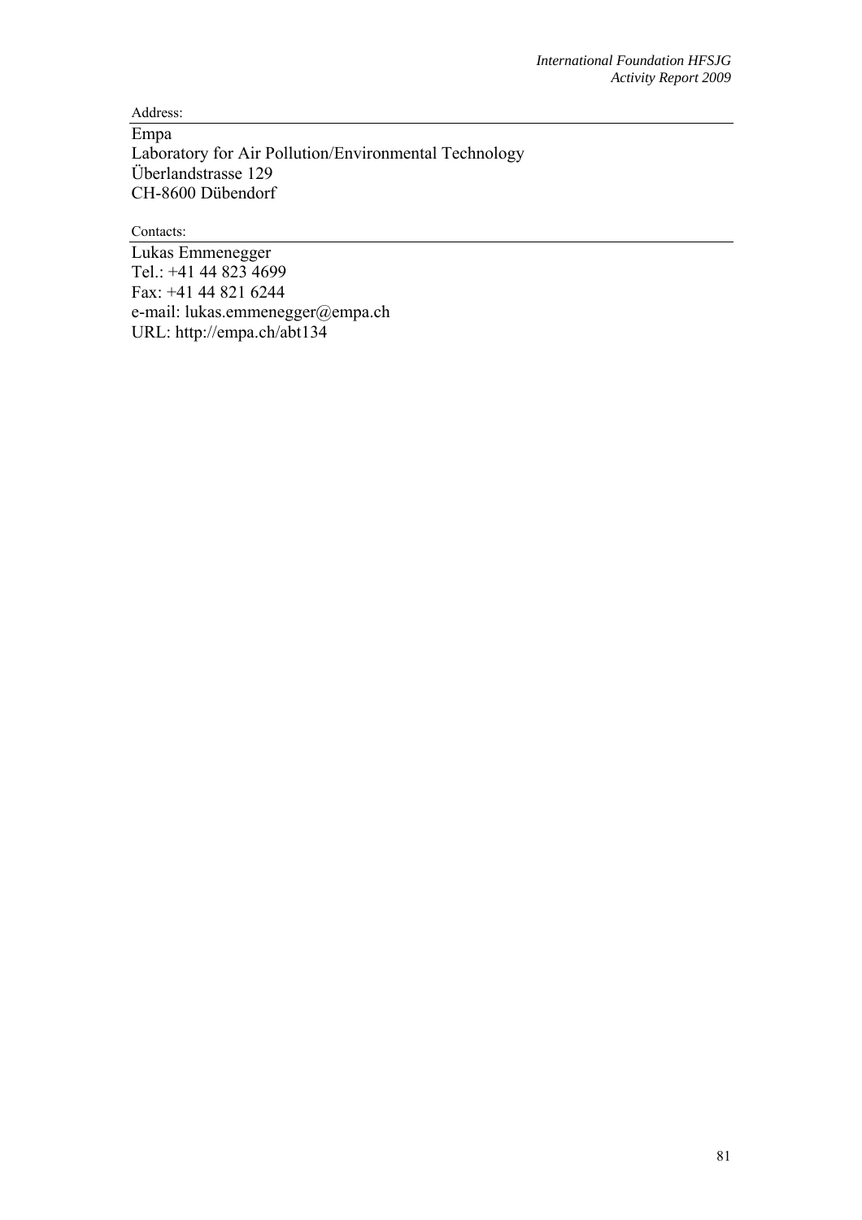Address:

Empa
Laboratory for Air Pollution/Environmental Technology
Überlandstrasse 129
CH-8600 Dübendorf

Contacts:

Lukas Emmenegger
Tel.: +41 44 823 4699
Fax: +41 44 821 6244
e-mail: lukas.emmenegger@empa.ch
URL: http://empa.ch/abt134